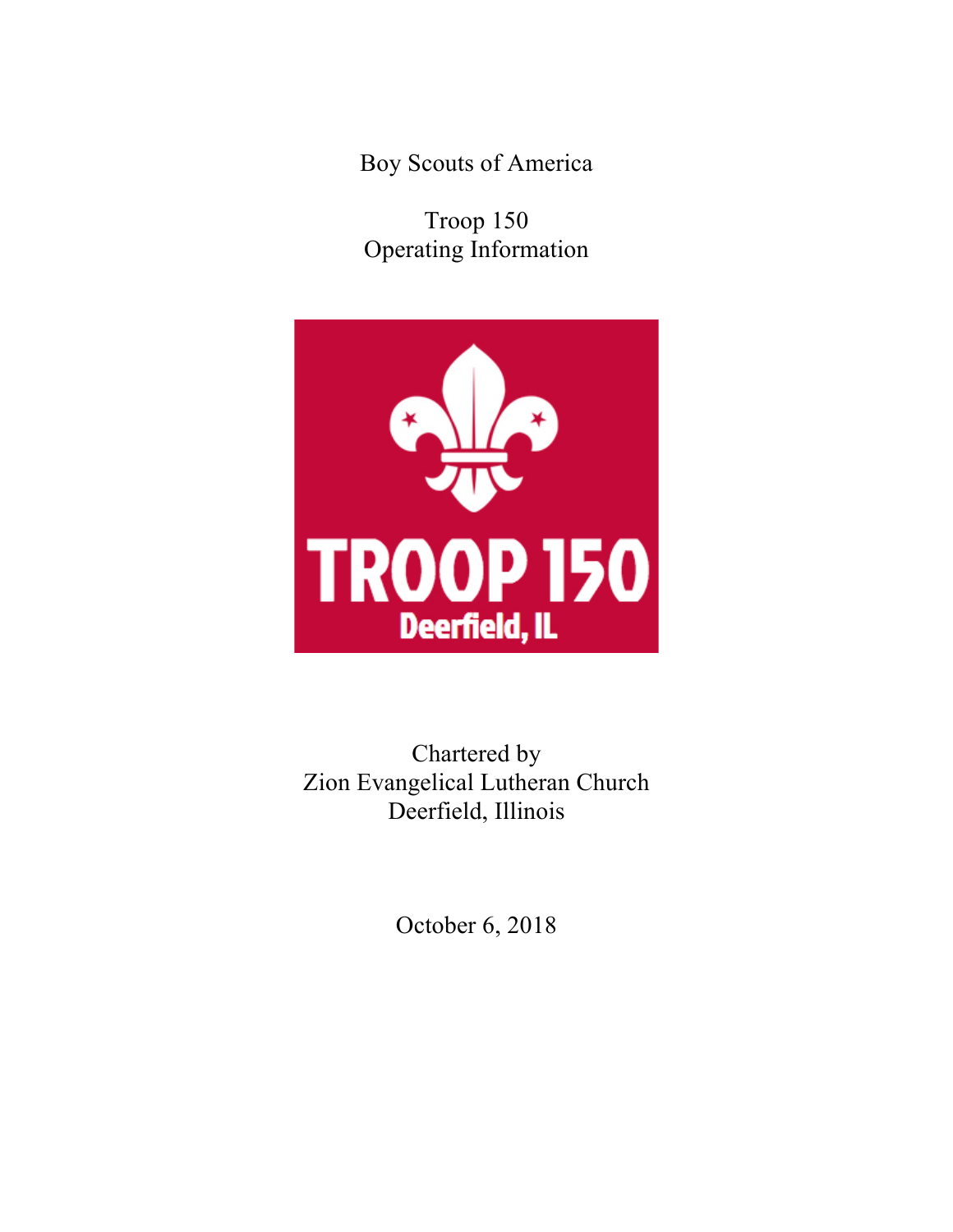Boy Scouts of America

Troop 150
Operating Information

TROOP 150
Deerfield, IL

Chartered by
Zion Evangelical Lutheran Church
Deerfield, Illinois

October 6, 2018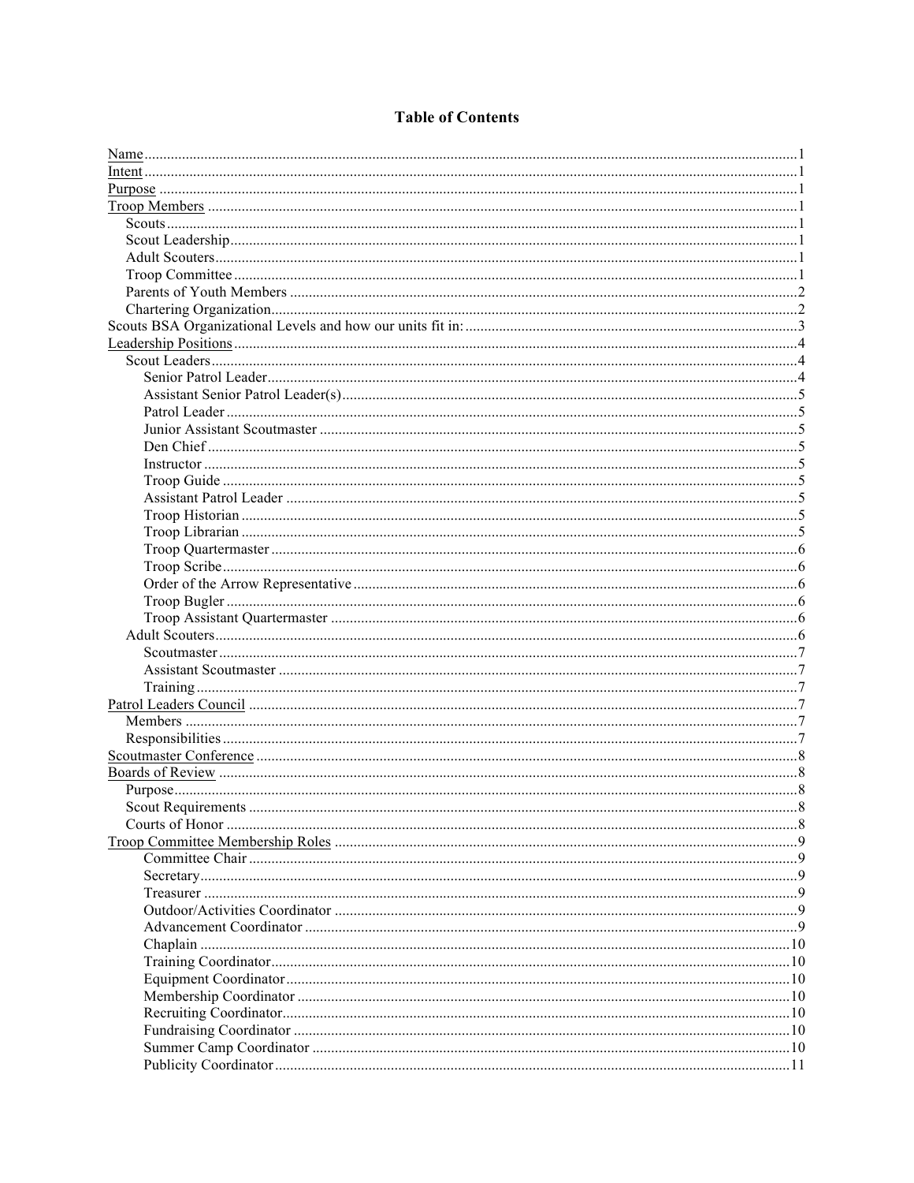# Table of Contents

- Name ........ 1
- Intent ........ 1
- Purpose ........ 1
- Troop Members ........ 1
  - Scouts ........ 1
  - Scout Leadership ........ 1
  - Adult Scouters ........ 1
  - Troop Committee ........ 1
  - Parents of Youth Members ........ 2
  - Chartering Organization ........ 2
- Scouts BSA Organizational Levels and how our units fit in: ........ 3
- Leadership Positions ........ 4
  - Scout Leaders ........ 4
    - Senior Patrol Leader ........ 4
    - Assistant Senior Patrol Leader(s) ........ 5
    - Patrol Leader ........ 5
    - Junior Assistant Scoutmaster ........ 5
    - Den Chief ........ 5
    - Instructor ........ 5
    - Troop Guide ........ 5
    - Assistant Patrol Leader ........ 5
    - Troop Historian ........ 5
    - Troop Librarian ........ 5
    - Troop Quartermaster ........ 6
    - Troop Scribe ........ 6
    - Order of the Arrow Representative ........ 6
    - Troop Bugler ........ 6
    - Troop Assistant Quartermaster ........ 6
  - Adult Scouters ........ 6
    - Scoutmaster ........ 7
    - Assistant Scoutmaster ........ 7
    - Training ........ 7
- Patrol Leaders Council ........ 7
  - Members ........ 7
  - Responsibilities ........ 7
- Scoutmaster Conference ........ 8
- Boards of Review ........ 8
  - Purpose ........ 8
  - Scout Requirements ........ 8
  - Courts of Honor ........ 8
- Troop Committee Membership Roles ........ 9
    - Committee Chair ........ 9
    - Secretary ........ 9
    - Treasurer ........ 9
    - Outdoor/Activities Coordinator ........ 9
    - Advancement Coordinator ........ 9
    - Chaplain ........ 10
    - Training Coordinator ........ 10
    - Equipment Coordinator ........ 10
    - Membership Coordinator ........ 10
    - Recruiting Coordinator ........ 10
    - Fundraising Coordinator ........ 10
    - Summer Camp Coordinator ........ 10
    - Publicity Coordinator ........ 11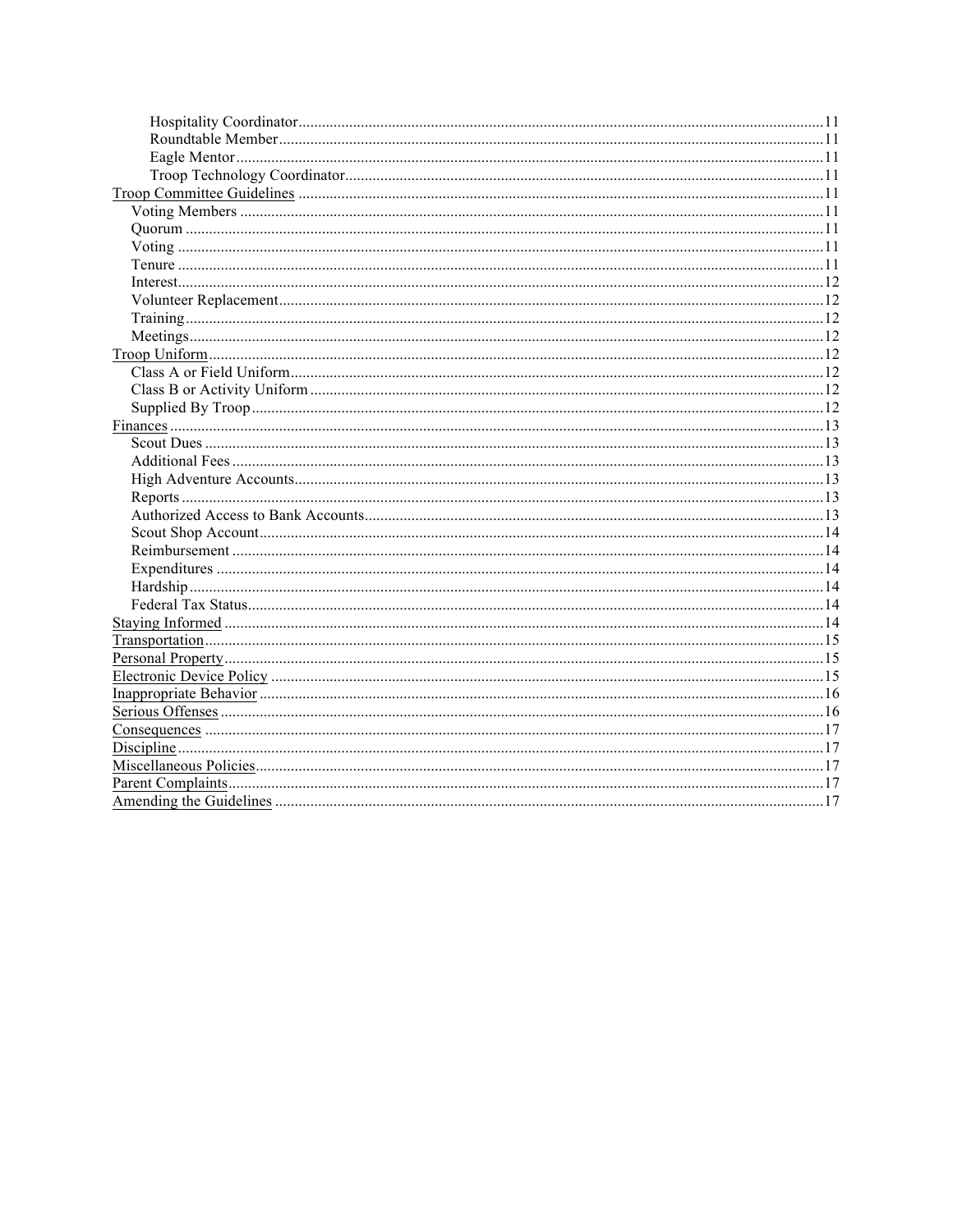- Hospitality Coordinator ... 11
- Roundtable Member ... 11
- Eagle Mentor ... 11
- Troop Technology Coordinator ... 11

Troop Committee Guidelines ... 11
- Voting Members ... 11
- Quorum ... 11
- Voting ... 11
- Tenure ... 11
- Interest ... 12
- Volunteer Replacement ... 12
- Training ... 12
- Meetings ... 12

Troop Uniform ... 12
- Class A or Field Uniform ... 12
- Class B or Activity Uniform ... 12
- Supplied By Troop ... 12

Finances ... 13
- Scout Dues ... 13
- Additional Fees ... 13
- High Adventure Accounts ... 13
- Reports ... 13
- Authorized Access to Bank Accounts ... 13
- Scout Shop Account ... 14
- Reimbursement ... 14
- Expenditures ... 14
- Hardship ... 14
- Federal Tax Status ... 14

Staying Informed ... 14

Transportation ... 15

Personal Property ... 15

Electronic Device Policy ... 15

Inappropriate Behavior ... 16

Serious Offenses ... 16

Consequences ... 17

Discipline ... 17

Miscellaneous Policies ... 17

Parent Complaints ... 17

Amending the Guidelines ... 17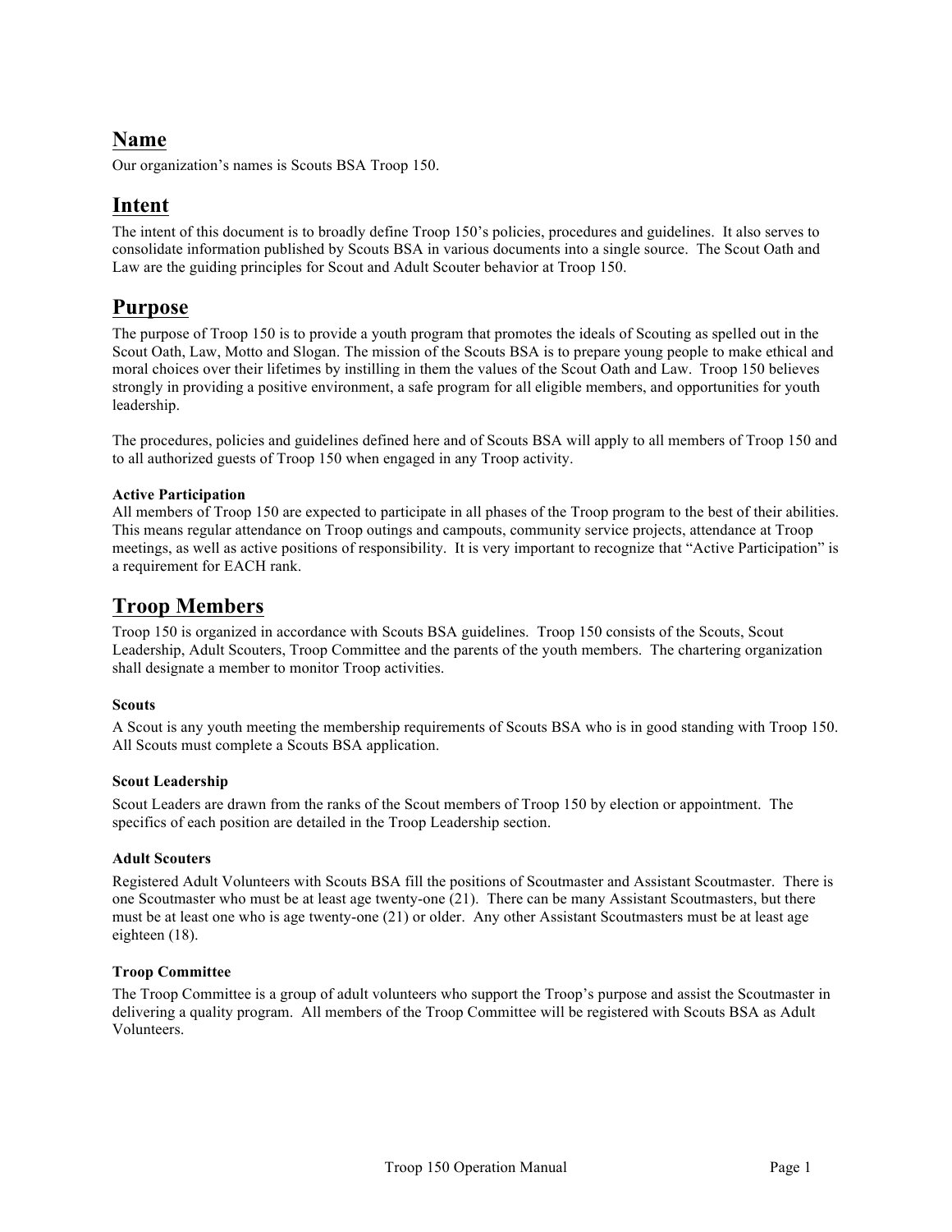## Name

Our organization's names is Scouts BSA Troop 150.

## Intent

The intent of this document is to broadly define Troop 150's policies, procedures and guidelines. It also serves to consolidate information published by Scouts BSA in various documents into a single source. The Scout Oath and Law are the guiding principles for Scout and Adult Scouter behavior at Troop 150.

## Purpose

The purpose of Troop 150 is to provide a youth program that promotes the ideals of Scouting as spelled out in the Scout Oath, Law, Motto and Slogan. The mission of the Scouts BSA is to prepare young people to make ethical and moral choices over their lifetimes by instilling in them the values of the Scout Oath and Law. Troop 150 believes strongly in providing a positive environment, a safe program for all eligible members, and opportunities for youth leadership.

The procedures, policies and guidelines defined here and of Scouts BSA will apply to all members of Troop 150 and to all authorized guests of Troop 150 when engaged in any Troop activity.

#### Active Participation

All members of Troop 150 are expected to participate in all phases of the Troop program to the best of their abilities. This means regular attendance on Troop outings and campouts, community service projects, attendance at Troop meetings, as well as active positions of responsibility. It is very important to recognize that "Active Participation" is a requirement for EACH rank.

## Troop Members

Troop 150 is organized in accordance with Scouts BSA guidelines. Troop 150 consists of the Scouts, Scout Leadership, Adult Scouters, Troop Committee and the parents of the youth members. The chartering organization shall designate a member to monitor Troop activities.

#### Scouts

A Scout is any youth meeting the membership requirements of Scouts BSA who is in good standing with Troop 150. All Scouts must complete a Scouts BSA application.

#### Scout Leadership

Scout Leaders are drawn from the ranks of the Scout members of Troop 150 by election or appointment. The specifics of each position are detailed in the Troop Leadership section.

#### Adult Scouters

Registered Adult Volunteers with Scouts BSA fill the positions of Scoutmaster and Assistant Scoutmaster. There is one Scoutmaster who must be at least age twenty-one (21). There can be many Assistant Scoutmasters, but there must be at least one who is age twenty-one (21) or older. Any other Assistant Scoutmasters must be at least age eighteen (18).

#### Troop Committee

The Troop Committee is a group of adult volunteers who support the Troop's purpose and assist the Scoutmaster in delivering a quality program. All members of the Troop Committee will be registered with Scouts BSA as Adult Volunteers.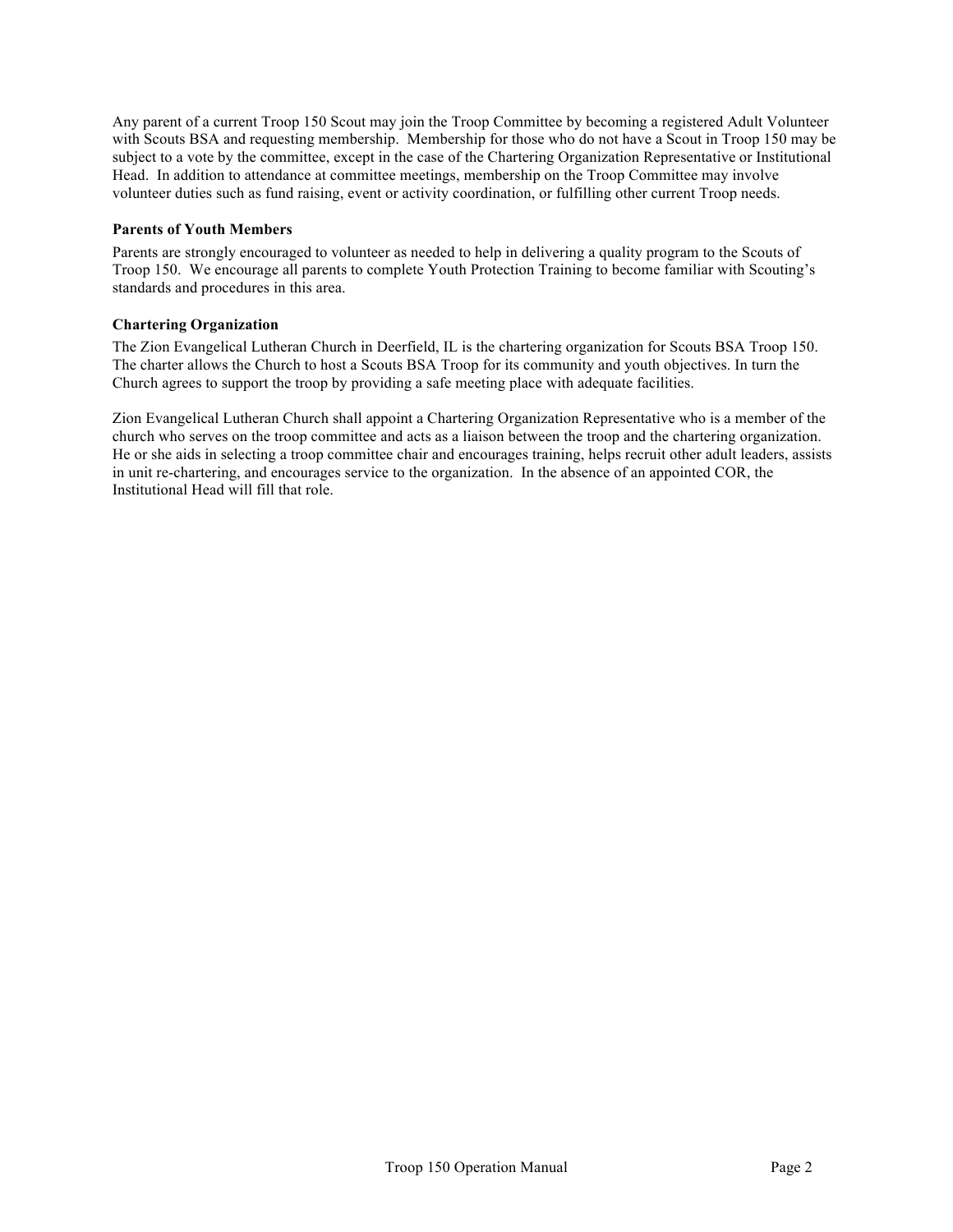Any parent of a current Troop 150 Scout may join the Troop Committee by becoming a registered Adult Volunteer with Scouts BSA and requesting membership. Membership for those who do not have a Scout in Troop 150 may be subject to a vote by the committee, except in the case of the Chartering Organization Representative or Institutional Head. In addition to attendance at committee meetings, membership on the Troop Committee may involve volunteer duties such as fund raising, event or activity coordination, or fulfilling other current Troop needs.

**Parents of Youth Members**

Parents are strongly encouraged to volunteer as needed to help in delivering a quality program to the Scouts of Troop 150. We encourage all parents to complete Youth Protection Training to become familiar with Scouting's standards and procedures in this area.

**Chartering Organization**

The Zion Evangelical Lutheran Church in Deerfield, IL is the chartering organization for Scouts BSA Troop 150. The charter allows the Church to host a Scouts BSA Troop for its community and youth objectives. In turn the Church agrees to support the troop by providing a safe meeting place with adequate facilities.

Zion Evangelical Lutheran Church shall appoint a Chartering Organization Representative who is a member of the church who serves on the troop committee and acts as a liaison between the troop and the chartering organization. He or she aids in selecting a troop committee chair and encourages training, helps recruit other adult leaders, assists in unit re-chartering, and encourages service to the organization. In the absence of an appointed COR, the Institutional Head will fill that role.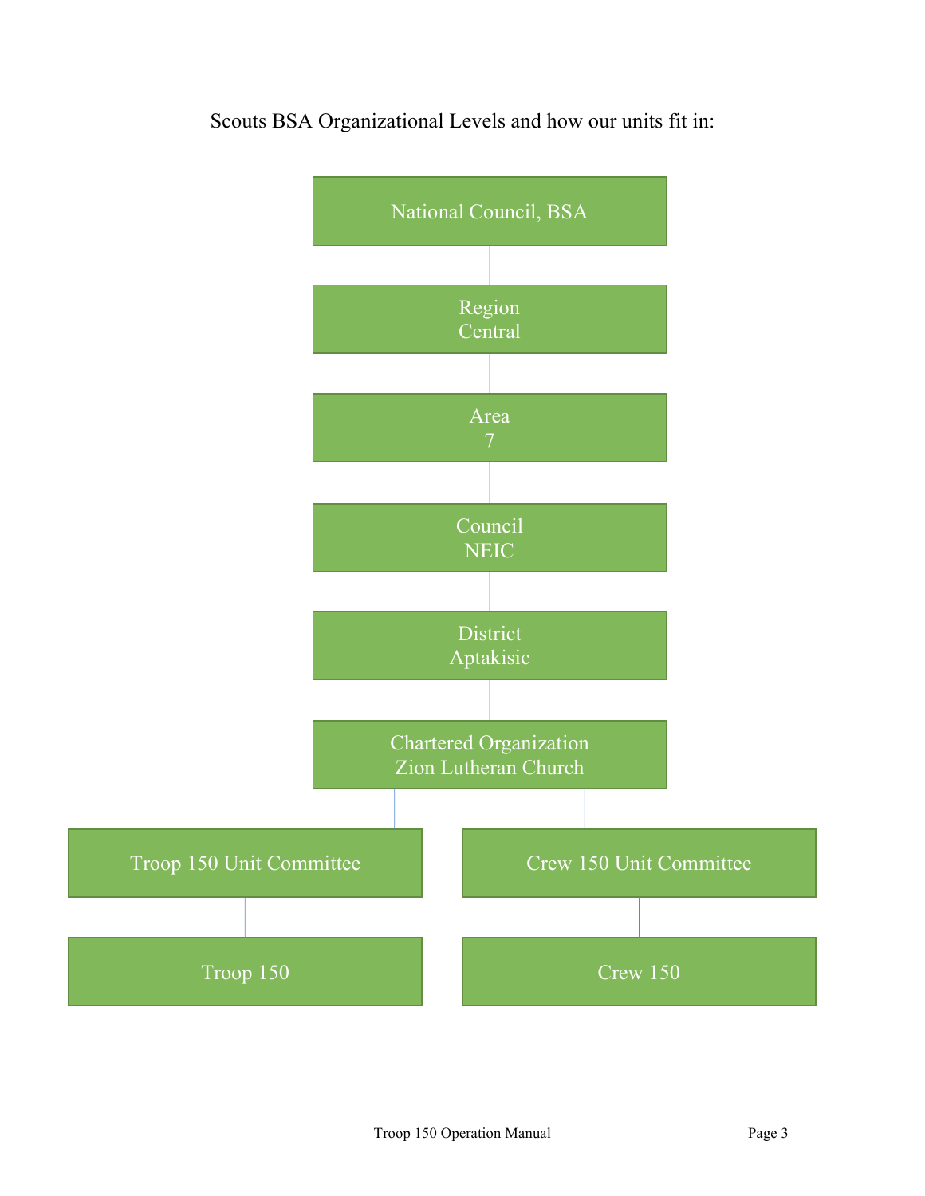Scouts BSA Organizational Levels and how our units fit in:

- National Council, BSA
  - Region Central
    - Area 7
      - Council NEIC
        - District Aptakisic
          - Chartered Organization Zion Lutheran Church
            - Troop 150 Unit Committee
              - Troop 150
            - Crew 150 Unit Committee
              - Crew 150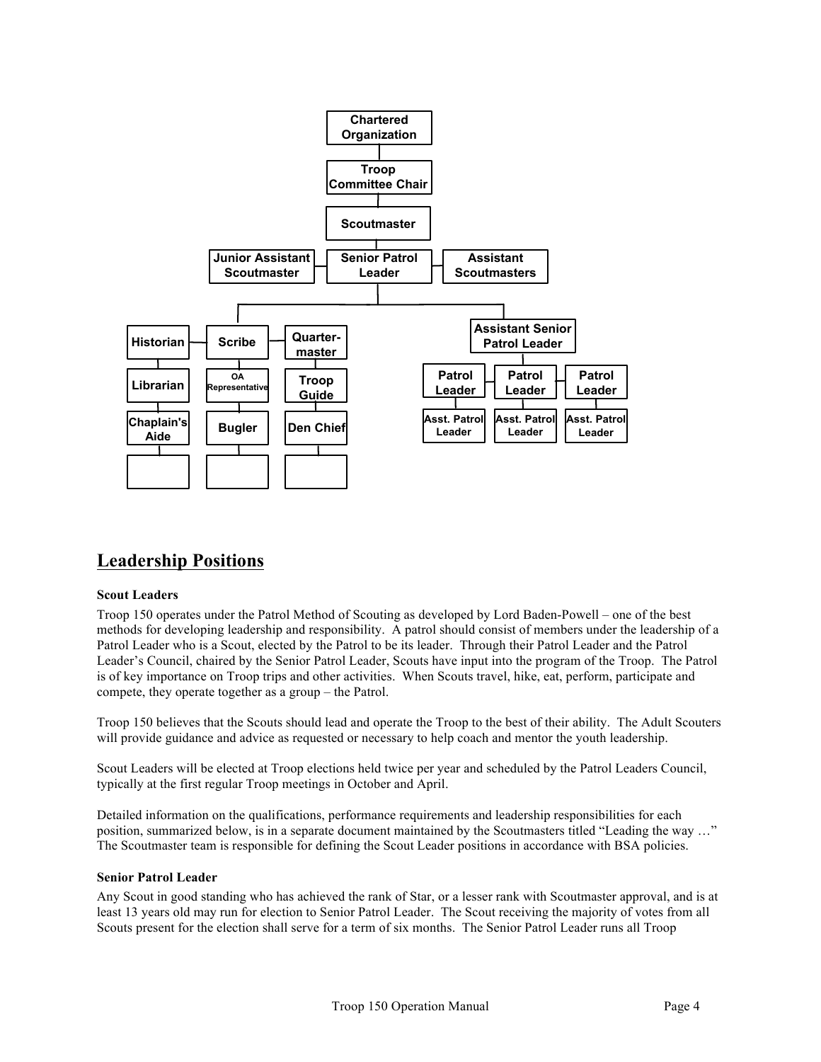- Chartered Organization
  - Troop Committee Chair
    - Scoutmaster
      - Senior Patrol Leader
        - Junior Assistant Scoutmaster
        - Assistant Scoutmasters
        - Historian
          - Librarian
            - Chaplain's Aide
        - Scribe
          - OA Representative
            - Bugler
        - Quarter-master
          - Troop Guide
            - Den Chief
        - Assistant Senior Patrol Leader
          - Patrol Leader
            - Asst. Patrol Leader
          - Patrol Leader
            - Asst. Patrol Leader
          - Patrol Leader
            - Asst. Patrol Leader

## Leadership Positions

### Scout Leaders

Troop 150 operates under the Patrol Method of Scouting as developed by Lord Baden-Powell – one of the best methods for developing leadership and responsibility. A patrol should consist of members under the leadership of a Patrol Leader who is a Scout, elected by the Patrol to be its leader. Through their Patrol Leader and the Patrol Leader's Council, chaired by the Senior Patrol Leader, Scouts have input into the program of the Troop. The Patrol is of key importance on Troop trips and other activities. When Scouts travel, hike, eat, perform, participate and compete, they operate together as a group – the Patrol.

Troop 150 believes that the Scouts should lead and operate the Troop to the best of their ability. The Adult Scouters will provide guidance and advice as requested or necessary to help coach and mentor the youth leadership.

Scout Leaders will be elected at Troop elections held twice per year and scheduled by the Patrol Leaders Council, typically at the first regular Troop meetings in October and April.

Detailed information on the qualifications, performance requirements and leadership responsibilities for each position, summarized below, is in a separate document maintained by the Scoutmasters titled "Leading the way …" The Scoutmaster team is responsible for defining the Scout Leader positions in accordance with BSA policies.

### Senior Patrol Leader

Any Scout in good standing who has achieved the rank of Star, or a lesser rank with Scoutmaster approval, and is at least 13 years old may run for election to Senior Patrol Leader. The Scout receiving the majority of votes from all Scouts present for the election shall serve for a term of six months. The Senior Patrol Leader runs all Troop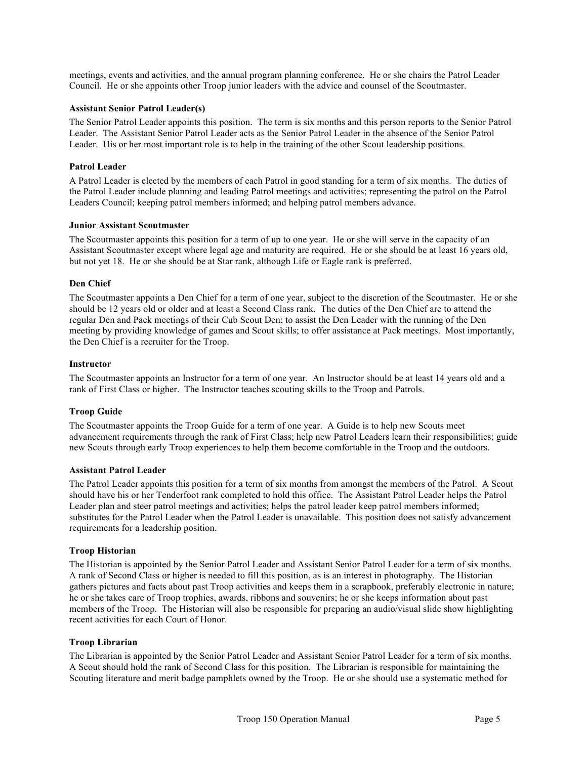meetings, events and activities, and the annual program planning conference. He or she chairs the Patrol Leader Council. He or she appoints other Troop junior leaders with the advice and counsel of the Scoutmaster.

**Assistant Senior Patrol Leader(s)**

The Senior Patrol Leader appoints this position. The term is six months and this person reports to the Senior Patrol Leader. The Assistant Senior Patrol Leader acts as the Senior Patrol Leader in the absence of the Senior Patrol Leader. His or her most important role is to help in the training of the other Scout leadership positions.

**Patrol Leader**

A Patrol Leader is elected by the members of each Patrol in good standing for a term of six months. The duties of the Patrol Leader include planning and leading Patrol meetings and activities; representing the patrol on the Patrol Leaders Council; keeping patrol members informed; and helping patrol members advance.

**Junior Assistant Scoutmaster**

The Scoutmaster appoints this position for a term of up to one year. He or she will serve in the capacity of an Assistant Scoutmaster except where legal age and maturity are required. He or she should be at least 16 years old, but not yet 18. He or she should be at Star rank, although Life or Eagle rank is preferred.

**Den Chief**

The Scoutmaster appoints a Den Chief for a term of one year, subject to the discretion of the Scoutmaster. He or she should be 12 years old or older and at least a Second Class rank. The duties of the Den Chief are to attend the regular Den and Pack meetings of their Cub Scout Den; to assist the Den Leader with the running of the Den meeting by providing knowledge of games and Scout skills; to offer assistance at Pack meetings. Most importantly, the Den Chief is a recruiter for the Troop.

**Instructor**

The Scoutmaster appoints an Instructor for a term of one year. An Instructor should be at least 14 years old and a rank of First Class or higher. The Instructor teaches scouting skills to the Troop and Patrols.

**Troop Guide**

The Scoutmaster appoints the Troop Guide for a term of one year. A Guide is to help new Scouts meet advancement requirements through the rank of First Class; help new Patrol Leaders learn their responsibilities; guide new Scouts through early Troop experiences to help them become comfortable in the Troop and the outdoors.

**Assistant Patrol Leader**

The Patrol Leader appoints this position for a term of six months from amongst the members of the Patrol. A Scout should have his or her Tenderfoot rank completed to hold this office. The Assistant Patrol Leader helps the Patrol Leader plan and steer patrol meetings and activities; helps the patrol leader keep patrol members informed; substitutes for the Patrol Leader when the Patrol Leader is unavailable. This position does not satisfy advancement requirements for a leadership position.

**Troop Historian**

The Historian is appointed by the Senior Patrol Leader and Assistant Senior Patrol Leader for a term of six months. A rank of Second Class or higher is needed to fill this position, as is an interest in photography. The Historian gathers pictures and facts about past Troop activities and keeps them in a scrapbook, preferably electronic in nature; he or she takes care of Troop trophies, awards, ribbons and souvenirs; he or she keeps information about past members of the Troop. The Historian will also be responsible for preparing an audio/visual slide show highlighting recent activities for each Court of Honor.

**Troop Librarian**

The Librarian is appointed by the Senior Patrol Leader and Assistant Senior Patrol Leader for a term of six months. A Scout should hold the rank of Second Class for this position. The Librarian is responsible for maintaining the Scouting literature and merit badge pamphlets owned by the Troop. He or she should use a systematic method for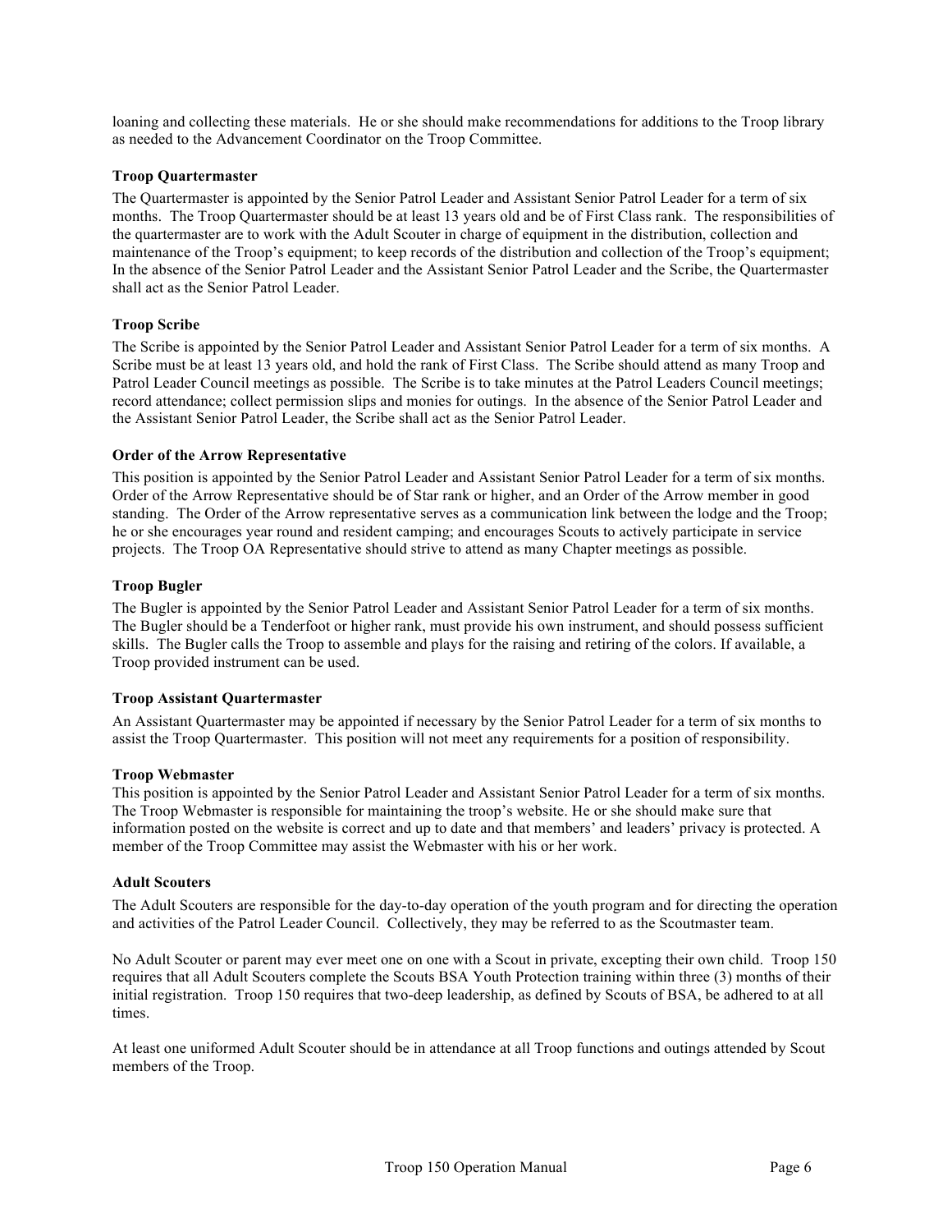loaning and collecting these materials. He or she should make recommendations for additions to the Troop library as needed to the Advancement Coordinator on the Troop Committee.

**Troop Quartermaster**

The Quartermaster is appointed by the Senior Patrol Leader and Assistant Senior Patrol Leader for a term of six months. The Troop Quartermaster should be at least 13 years old and be of First Class rank. The responsibilities of the quartermaster are to work with the Adult Scouter in charge of equipment in the distribution, collection and maintenance of the Troop's equipment; to keep records of the distribution and collection of the Troop's equipment; In the absence of the Senior Patrol Leader and the Assistant Senior Patrol Leader and the Scribe, the Quartermaster shall act as the Senior Patrol Leader.

**Troop Scribe**

The Scribe is appointed by the Senior Patrol Leader and Assistant Senior Patrol Leader for a term of six months. A Scribe must be at least 13 years old, and hold the rank of First Class. The Scribe should attend as many Troop and Patrol Leader Council meetings as possible. The Scribe is to take minutes at the Patrol Leaders Council meetings; record attendance; collect permission slips and monies for outings. In the absence of the Senior Patrol Leader and the Assistant Senior Patrol Leader, the Scribe shall act as the Senior Patrol Leader.

**Order of the Arrow Representative**

This position is appointed by the Senior Patrol Leader and Assistant Senior Patrol Leader for a term of six months. Order of the Arrow Representative should be of Star rank or higher, and an Order of the Arrow member in good standing. The Order of the Arrow representative serves as a communication link between the lodge and the Troop; he or she encourages year round and resident camping; and encourages Scouts to actively participate in service projects. The Troop OA Representative should strive to attend as many Chapter meetings as possible.

**Troop Bugler**

The Bugler is appointed by the Senior Patrol Leader and Assistant Senior Patrol Leader for a term of six months. The Bugler should be a Tenderfoot or higher rank, must provide his own instrument, and should possess sufficient skills. The Bugler calls the Troop to assemble and plays for the raising and retiring of the colors. If available, a Troop provided instrument can be used.

**Troop Assistant Quartermaster**

An Assistant Quartermaster may be appointed if necessary by the Senior Patrol Leader for a term of six months to assist the Troop Quartermaster. This position will not meet any requirements for a position of responsibility.

**Troop Webmaster**

This position is appointed by the Senior Patrol Leader and Assistant Senior Patrol Leader for a term of six months. The Troop Webmaster is responsible for maintaining the troop's website. He or she should make sure that information posted on the website is correct and up to date and that members' and leaders' privacy is protected. A member of the Troop Committee may assist the Webmaster with his or her work.

**Adult Scouters**

The Adult Scouters are responsible for the day-to-day operation of the youth program and for directing the operation and activities of the Patrol Leader Council. Collectively, they may be referred to as the Scoutmaster team.

No Adult Scouter or parent may ever meet one on one with a Scout in private, excepting their own child. Troop 150 requires that all Adult Scouters complete the Scouts BSA Youth Protection training within three (3) months of their initial registration. Troop 150 requires that two-deep leadership, as defined by Scouts of BSA, be adhered to at all times.

At least one uniformed Adult Scouter should be in attendance at all Troop functions and outings attended by Scout members of the Troop.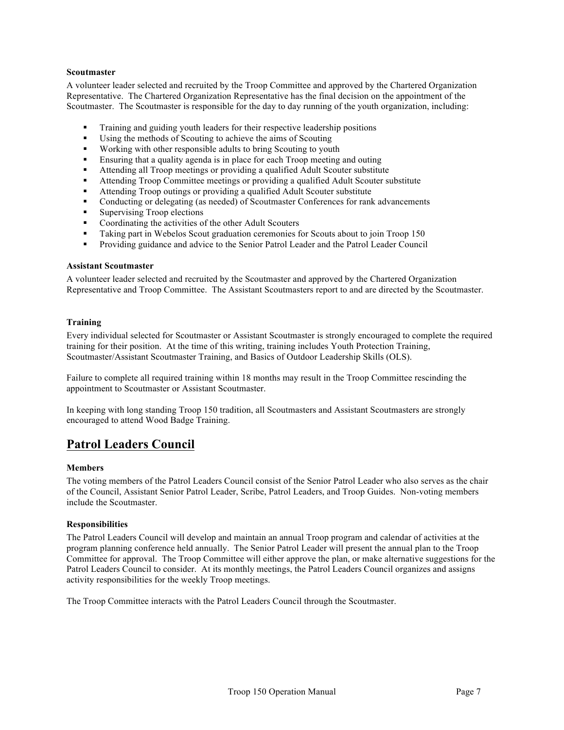#### Scoutmaster

A volunteer leader selected and recruited by the Troop Committee and approved by the Chartered Organization Representative. The Chartered Organization Representative has the final decision on the appointment of the Scoutmaster. The Scoutmaster is responsible for the day to day running of the youth organization, including:

- Training and guiding youth leaders for their respective leadership positions
- Using the methods of Scouting to achieve the aims of Scouting
- Working with other responsible adults to bring Scouting to youth
- Ensuring that a quality agenda is in place for each Troop meeting and outing
- Attending all Troop meetings or providing a qualified Adult Scouter substitute
- Attending Troop Committee meetings or providing a qualified Adult Scouter substitute
- Attending Troop outings or providing a qualified Adult Scouter substitute
- Conducting or delegating (as needed) of Scoutmaster Conferences for rank advancements
- Supervising Troop elections
- Coordinating the activities of the other Adult Scouters
- Taking part in Webelos Scout graduation ceremonies for Scouts about to join Troop 150
- Providing guidance and advice to the Senior Patrol Leader and the Patrol Leader Council

#### Assistant Scoutmaster

A volunteer leader selected and recruited by the Scoutmaster and approved by the Chartered Organization Representative and Troop Committee. The Assistant Scoutmasters report to and are directed by the Scoutmaster.

#### Training

Every individual selected for Scoutmaster or Assistant Scoutmaster is strongly encouraged to complete the required training for their position. At the time of this writing, training includes Youth Protection Training, Scoutmaster/Assistant Scoutmaster Training, and Basics of Outdoor Leadership Skills (OLS).

Failure to complete all required training within 18 months may result in the Troop Committee rescinding the appointment to Scoutmaster or Assistant Scoutmaster.

In keeping with long standing Troop 150 tradition, all Scoutmasters and Assistant Scoutmasters are strongly encouraged to attend Wood Badge Training.

## Patrol Leaders Council

#### Members

The voting members of the Patrol Leaders Council consist of the Senior Patrol Leader who also serves as the chair of the Council, Assistant Senior Patrol Leader, Scribe, Patrol Leaders, and Troop Guides. Non-voting members include the Scoutmaster.

#### Responsibilities

The Patrol Leaders Council will develop and maintain an annual Troop program and calendar of activities at the program planning conference held annually. The Senior Patrol Leader will present the annual plan to the Troop Committee for approval. The Troop Committee will either approve the plan, or make alternative suggestions for the Patrol Leaders Council to consider. At its monthly meetings, the Patrol Leaders Council organizes and assigns activity responsibilities for the weekly Troop meetings.

The Troop Committee interacts with the Patrol Leaders Council through the Scoutmaster.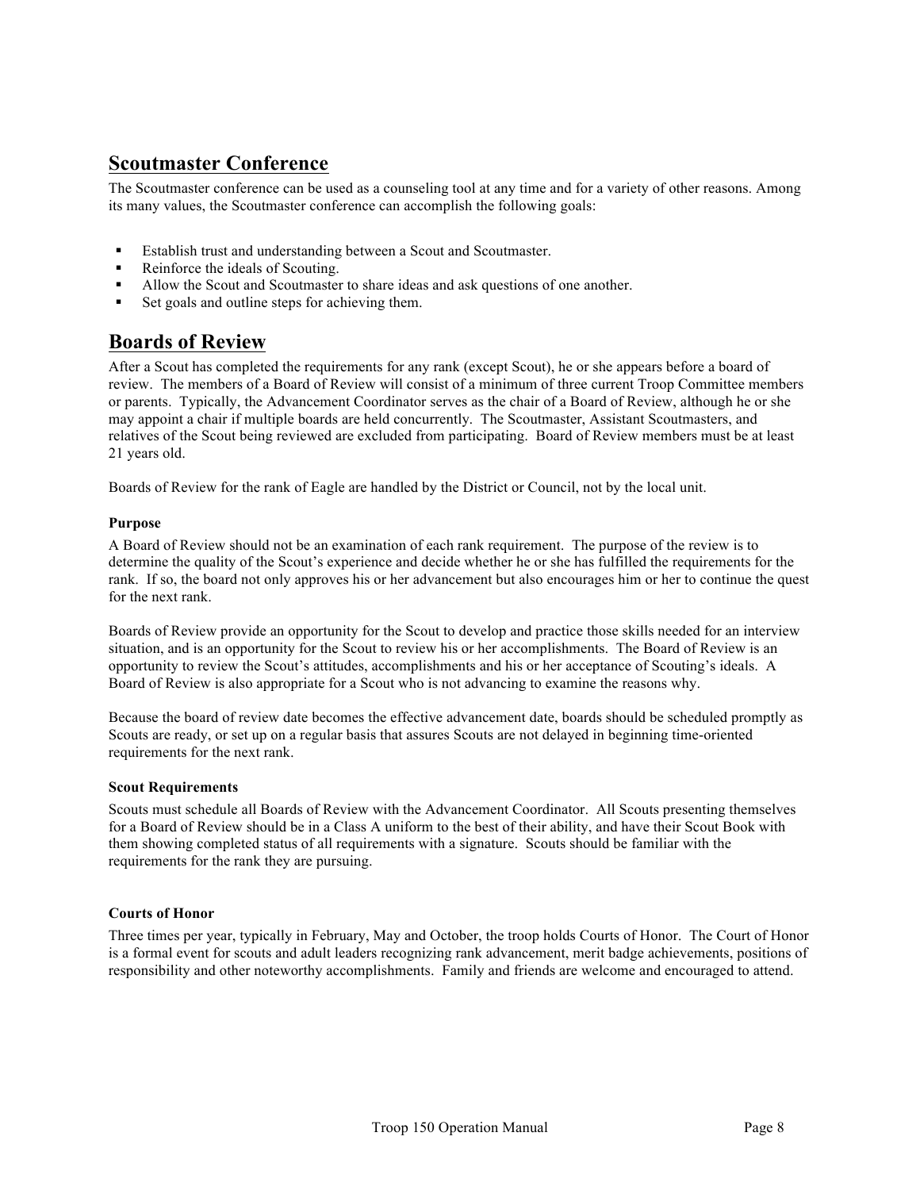## Scoutmaster Conference

The Scoutmaster conference can be used as a counseling tool at any time and for a variety of other reasons. Among its many values, the Scoutmaster conference can accomplish the following goals:

- Establish trust and understanding between a Scout and Scoutmaster.
- Reinforce the ideals of Scouting.
- Allow the Scout and Scoutmaster to share ideas and ask questions of one another.
- Set goals and outline steps for achieving them.

## Boards of Review

After a Scout has completed the requirements for any rank (except Scout), he or she appears before a board of review. The members of a Board of Review will consist of a minimum of three current Troop Committee members or parents. Typically, the Advancement Coordinator serves as the chair of a Board of Review, although he or she may appoint a chair if multiple boards are held concurrently. The Scoutmaster, Assistant Scoutmasters, and relatives of the Scout being reviewed are excluded from participating. Board of Review members must be at least 21 years old.

Boards of Review for the rank of Eagle are handled by the District or Council, not by the local unit.

#### Purpose

A Board of Review should not be an examination of each rank requirement. The purpose of the review is to determine the quality of the Scout's experience and decide whether he or she has fulfilled the requirements for the rank. If so, the board not only approves his or her advancement but also encourages him or her to continue the quest for the next rank.

Boards of Review provide an opportunity for the Scout to develop and practice those skills needed for an interview situation, and is an opportunity for the Scout to review his or her accomplishments. The Board of Review is an opportunity to review the Scout's attitudes, accomplishments and his or her acceptance of Scouting's ideals. A Board of Review is also appropriate for a Scout who is not advancing to examine the reasons why.

Because the board of review date becomes the effective advancement date, boards should be scheduled promptly as Scouts are ready, or set up on a regular basis that assures Scouts are not delayed in beginning time-oriented requirements for the next rank.

#### Scout Requirements

Scouts must schedule all Boards of Review with the Advancement Coordinator. All Scouts presenting themselves for a Board of Review should be in a Class A uniform to the best of their ability, and have their Scout Book with them showing completed status of all requirements with a signature. Scouts should be familiar with the requirements for the rank they are pursuing.

#### Courts of Honor

Three times per year, typically in February, May and October, the troop holds Courts of Honor. The Court of Honor is a formal event for scouts and adult leaders recognizing rank advancement, merit badge achievements, positions of responsibility and other noteworthy accomplishments. Family and friends are welcome and encouraged to attend.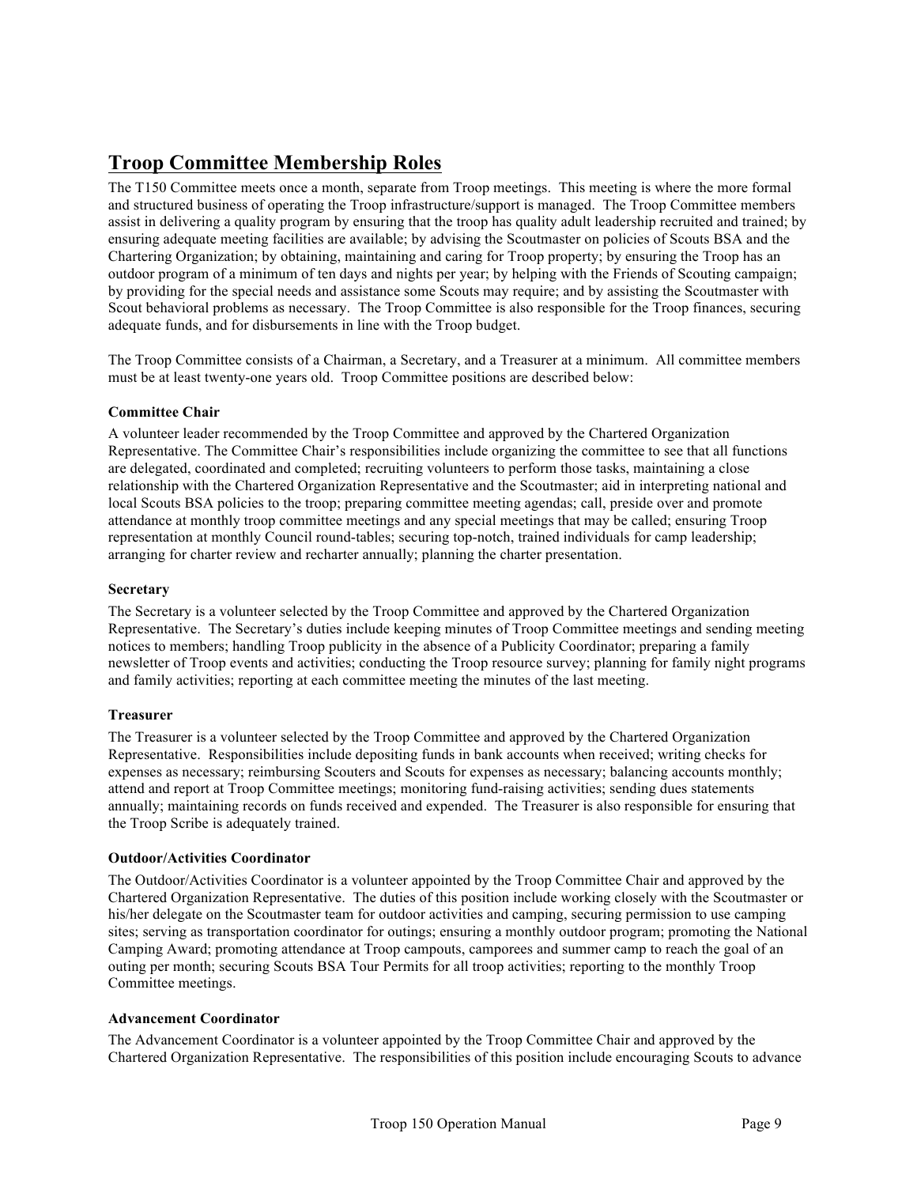## Troop Committee Membership Roles

The T150 Committee meets once a month, separate from Troop meetings. This meeting is where the more formal and structured business of operating the Troop infrastructure/support is managed. The Troop Committee members assist in delivering a quality program by ensuring that the troop has quality adult leadership recruited and trained; by ensuring adequate meeting facilities are available; by advising the Scoutmaster on policies of Scouts BSA and the Chartering Organization; by obtaining, maintaining and caring for Troop property; by ensuring the Troop has an outdoor program of a minimum of ten days and nights per year; by helping with the Friends of Scouting campaign; by providing for the special needs and assistance some Scouts may require; and by assisting the Scoutmaster with Scout behavioral problems as necessary. The Troop Committee is also responsible for the Troop finances, securing adequate funds, and for disbursements in line with the Troop budget.

The Troop Committee consists of a Chairman, a Secretary, and a Treasurer at a minimum. All committee members must be at least twenty-one years old. Troop Committee positions are described below:

**Committee Chair**

A volunteer leader recommended by the Troop Committee and approved by the Chartered Organization Representative. The Committee Chair's responsibilities include organizing the committee to see that all functions are delegated, coordinated and completed; recruiting volunteers to perform those tasks, maintaining a close relationship with the Chartered Organization Representative and the Scoutmaster; aid in interpreting national and local Scouts BSA policies to the troop; preparing committee meeting agendas; call, preside over and promote attendance at monthly troop committee meetings and any special meetings that may be called; ensuring Troop representation at monthly Council round-tables; securing top-notch, trained individuals for camp leadership; arranging for charter review and recharter annually; planning the charter presentation.

**Secretary**

The Secretary is a volunteer selected by the Troop Committee and approved by the Chartered Organization Representative. The Secretary's duties include keeping minutes of Troop Committee meetings and sending meeting notices to members; handling Troop publicity in the absence of a Publicity Coordinator; preparing a family newsletter of Troop events and activities; conducting the Troop resource survey; planning for family night programs and family activities; reporting at each committee meeting the minutes of the last meeting.

**Treasurer**

The Treasurer is a volunteer selected by the Troop Committee and approved by the Chartered Organization Representative. Responsibilities include depositing funds in bank accounts when received; writing checks for expenses as necessary; reimbursing Scouters and Scouts for expenses as necessary; balancing accounts monthly; attend and report at Troop Committee meetings; monitoring fund-raising activities; sending dues statements annually; maintaining records on funds received and expended. The Treasurer is also responsible for ensuring that the Troop Scribe is adequately trained.

**Outdoor/Activities Coordinator**

The Outdoor/Activities Coordinator is a volunteer appointed by the Troop Committee Chair and approved by the Chartered Organization Representative. The duties of this position include working closely with the Scoutmaster or his/her delegate on the Scoutmaster team for outdoor activities and camping, securing permission to use camping sites; serving as transportation coordinator for outings; ensuring a monthly outdoor program; promoting the National Camping Award; promoting attendance at Troop campouts, camporees and summer camp to reach the goal of an outing per month; securing Scouts BSA Tour Permits for all troop activities; reporting to the monthly Troop Committee meetings.

**Advancement Coordinator**

The Advancement Coordinator is a volunteer appointed by the Troop Committee Chair and approved by the Chartered Organization Representative. The responsibilities of this position include encouraging Scouts to advance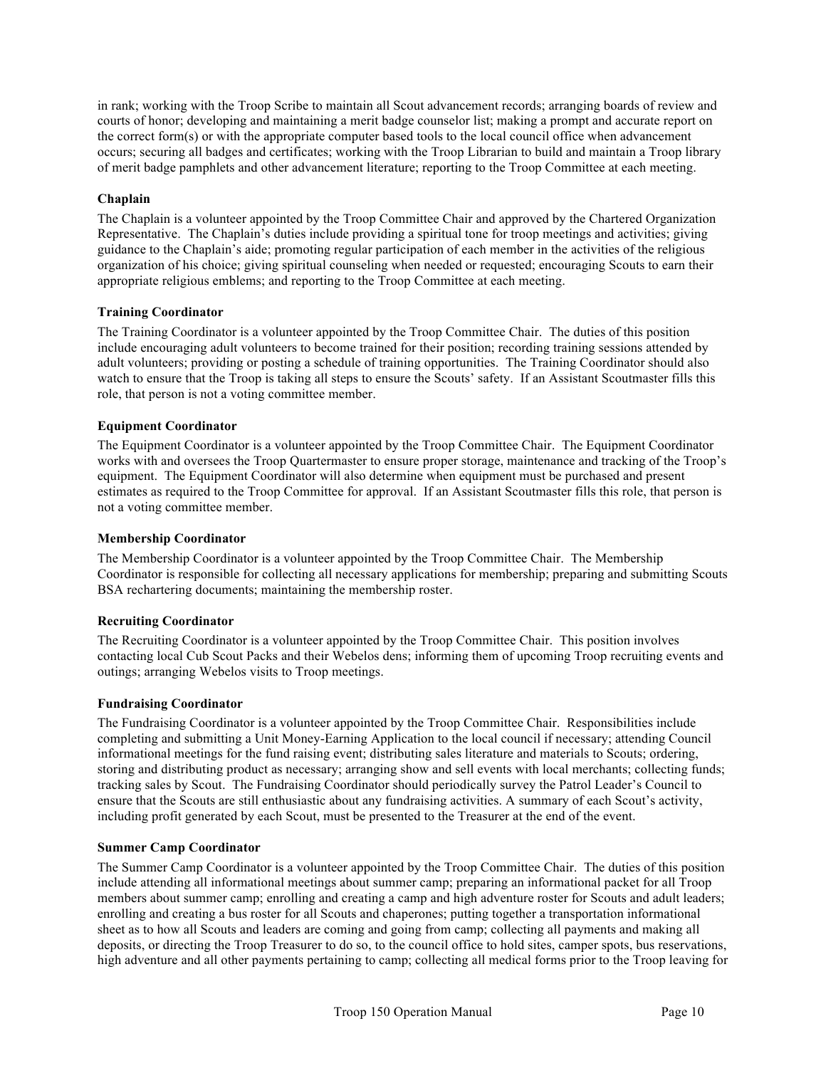in rank; working with the Troop Scribe to maintain all Scout advancement records; arranging boards of review and courts of honor; developing and maintaining a merit badge counselor list; making a prompt and accurate report on the correct form(s) or with the appropriate computer based tools to the local council office when advancement occurs; securing all badges and certificates; working with the Troop Librarian to build and maintain a Troop library of merit badge pamphlets and other advancement literature; reporting to the Troop Committee at each meeting.

### Chaplain

The Chaplain is a volunteer appointed by the Troop Committee Chair and approved by the Chartered Organization Representative. The Chaplain's duties include providing a spiritual tone for troop meetings and activities; giving guidance to the Chaplain's aide; promoting regular participation of each member in the activities of the religious organization of his choice; giving spiritual counseling when needed or requested; encouraging Scouts to earn their appropriate religious emblems; and reporting to the Troop Committee at each meeting.

### Training Coordinator

The Training Coordinator is a volunteer appointed by the Troop Committee Chair. The duties of this position include encouraging adult volunteers to become trained for their position; recording training sessions attended by adult volunteers; providing or posting a schedule of training opportunities. The Training Coordinator should also watch to ensure that the Troop is taking all steps to ensure the Scouts' safety. If an Assistant Scoutmaster fills this role, that person is not a voting committee member.

### Equipment Coordinator

The Equipment Coordinator is a volunteer appointed by the Troop Committee Chair. The Equipment Coordinator works with and oversees the Troop Quartermaster to ensure proper storage, maintenance and tracking of the Troop's equipment. The Equipment Coordinator will also determine when equipment must be purchased and present estimates as required to the Troop Committee for approval. If an Assistant Scoutmaster fills this role, that person is not a voting committee member.

### Membership Coordinator

The Membership Coordinator is a volunteer appointed by the Troop Committee Chair. The Membership Coordinator is responsible for collecting all necessary applications for membership; preparing and submitting Scouts BSA rechartering documents; maintaining the membership roster.

### Recruiting Coordinator

The Recruiting Coordinator is a volunteer appointed by the Troop Committee Chair. This position involves contacting local Cub Scout Packs and their Webelos dens; informing them of upcoming Troop recruiting events and outings; arranging Webelos visits to Troop meetings.

### Fundraising Coordinator

The Fundraising Coordinator is a volunteer appointed by the Troop Committee Chair. Responsibilities include completing and submitting a Unit Money-Earning Application to the local council if necessary; attending Council informational meetings for the fund raising event; distributing sales literature and materials to Scouts; ordering, storing and distributing product as necessary; arranging show and sell events with local merchants; collecting funds; tracking sales by Scout. The Fundraising Coordinator should periodically survey the Patrol Leader's Council to ensure that the Scouts are still enthusiastic about any fundraising activities. A summary of each Scout's activity, including profit generated by each Scout, must be presented to the Treasurer at the end of the event.

### Summer Camp Coordinator

The Summer Camp Coordinator is a volunteer appointed by the Troop Committee Chair. The duties of this position include attending all informational meetings about summer camp; preparing an informational packet for all Troop members about summer camp; enrolling and creating a camp and high adventure roster for Scouts and adult leaders; enrolling and creating a bus roster for all Scouts and chaperones; putting together a transportation informational sheet as to how all Scouts and leaders are coming and going from camp; collecting all payments and making all deposits, or directing the Troop Treasurer to do so, to the council office to hold sites, camper spots, bus reservations, high adventure and all other payments pertaining to camp; collecting all medical forms prior to the Troop leaving for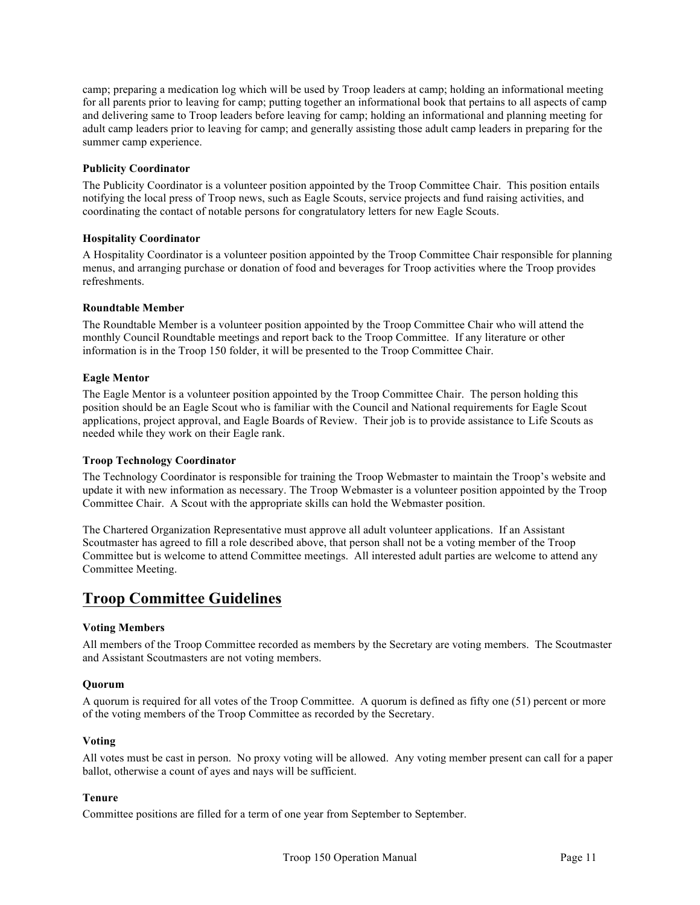camp; preparing a medication log which will be used by Troop leaders at camp; holding an informational meeting for all parents prior to leaving for camp; putting together an informational book that pertains to all aspects of camp and delivering same to Troop leaders before leaving for camp; holding an informational and planning meeting for adult camp leaders prior to leaving for camp; and generally assisting those adult camp leaders in preparing for the summer camp experience.

### Publicity Coordinator

The Publicity Coordinator is a volunteer position appointed by the Troop Committee Chair. This position entails notifying the local press of Troop news, such as Eagle Scouts, service projects and fund raising activities, and coordinating the contact of notable persons for congratulatory letters for new Eagle Scouts.

### Hospitality Coordinator

A Hospitality Coordinator is a volunteer position appointed by the Troop Committee Chair responsible for planning menus, and arranging purchase or donation of food and beverages for Troop activities where the Troop provides refreshments.

### Roundtable Member

The Roundtable Member is a volunteer position appointed by the Troop Committee Chair who will attend the monthly Council Roundtable meetings and report back to the Troop Committee. If any literature or other information is in the Troop 150 folder, it will be presented to the Troop Committee Chair.

### Eagle Mentor

The Eagle Mentor is a volunteer position appointed by the Troop Committee Chair. The person holding this position should be an Eagle Scout who is familiar with the Council and National requirements for Eagle Scout applications, project approval, and Eagle Boards of Review. Their job is to provide assistance to Life Scouts as needed while they work on their Eagle rank.

### Troop Technology Coordinator

The Technology Coordinator is responsible for training the Troop Webmaster to maintain the Troop's website and update it with new information as necessary. The Troop Webmaster is a volunteer position appointed by the Troop Committee Chair. A Scout with the appropriate skills can hold the Webmaster position.

The Chartered Organization Representative must approve all adult volunteer applications. If an Assistant Scoutmaster has agreed to fill a role described above, that person shall not be a voting member of the Troop Committee but is welcome to attend Committee meetings. All interested adult parties are welcome to attend any Committee Meeting.

## Troop Committee Guidelines

### Voting Members

All members of the Troop Committee recorded as members by the Secretary are voting members. The Scoutmaster and Assistant Scoutmasters are not voting members.

### Quorum

A quorum is required for all votes of the Troop Committee. A quorum is defined as fifty one (51) percent or more of the voting members of the Troop Committee as recorded by the Secretary.

### Voting

All votes must be cast in person. No proxy voting will be allowed. Any voting member present can call for a paper ballot, otherwise a count of ayes and nays will be sufficient.

### Tenure

Committee positions are filled for a term of one year from September to September.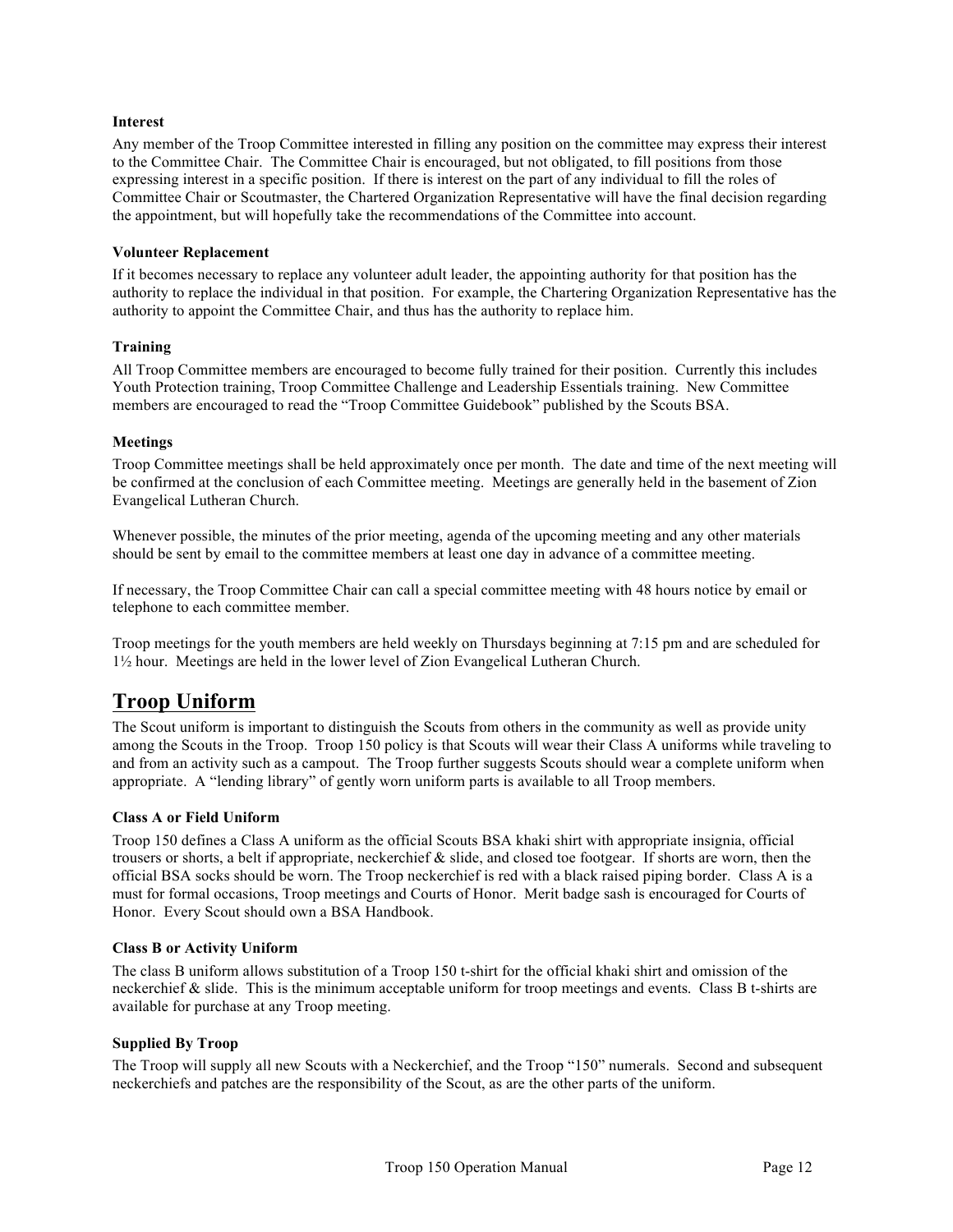**Interest**

Any member of the Troop Committee interested in filling any position on the committee may express their interest to the Committee Chair. The Committee Chair is encouraged, but not obligated, to fill positions from those expressing interest in a specific position. If there is interest on the part of any individual to fill the roles of Committee Chair or Scoutmaster, the Chartered Organization Representative will have the final decision regarding the appointment, but will hopefully take the recommendations of the Committee into account.

**Volunteer Replacement**

If it becomes necessary to replace any volunteer adult leader, the appointing authority for that position has the authority to replace the individual in that position. For example, the Chartering Organization Representative has the authority to appoint the Committee Chair, and thus has the authority to replace him.

**Training**

All Troop Committee members are encouraged to become fully trained for their position. Currently this includes Youth Protection training, Troop Committee Challenge and Leadership Essentials training. New Committee members are encouraged to read the "Troop Committee Guidebook" published by the Scouts BSA.

**Meetings**

Troop Committee meetings shall be held approximately once per month. The date and time of the next meeting will be confirmed at the conclusion of each Committee meeting. Meetings are generally held in the basement of Zion Evangelical Lutheran Church.

Whenever possible, the minutes of the prior meeting, agenda of the upcoming meeting and any other materials should be sent by email to the committee members at least one day in advance of a committee meeting.

If necessary, the Troop Committee Chair can call a special committee meeting with 48 hours notice by email or telephone to each committee member.

Troop meetings for the youth members are held weekly on Thursdays beginning at 7:15 pm and are scheduled for 1½ hour. Meetings are held in the lower level of Zion Evangelical Lutheran Church.

## Troop Uniform

The Scout uniform is important to distinguish the Scouts from others in the community as well as provide unity among the Scouts in the Troop. Troop 150 policy is that Scouts will wear their Class A uniforms while traveling to and from an activity such as a campout. The Troop further suggests Scouts should wear a complete uniform when appropriate. A "lending library" of gently worn uniform parts is available to all Troop members.

**Class A or Field Uniform**

Troop 150 defines a Class A uniform as the official Scouts BSA khaki shirt with appropriate insignia, official trousers or shorts, a belt if appropriate, neckerchief & slide, and closed toe footgear. If shorts are worn, then the official BSA socks should be worn. The Troop neckerchief is red with a black raised piping border. Class A is a must for formal occasions, Troop meetings and Courts of Honor. Merit badge sash is encouraged for Courts of Honor. Every Scout should own a BSA Handbook.

**Class B or Activity Uniform**

The class B uniform allows substitution of a Troop 150 t-shirt for the official khaki shirt and omission of the neckerchief & slide. This is the minimum acceptable uniform for troop meetings and events. Class B t-shirts are available for purchase at any Troop meeting.

**Supplied By Troop**

The Troop will supply all new Scouts with a Neckerchief, and the Troop "150" numerals. Second and subsequent neckerchiefs and patches are the responsibility of the Scout, as are the other parts of the uniform.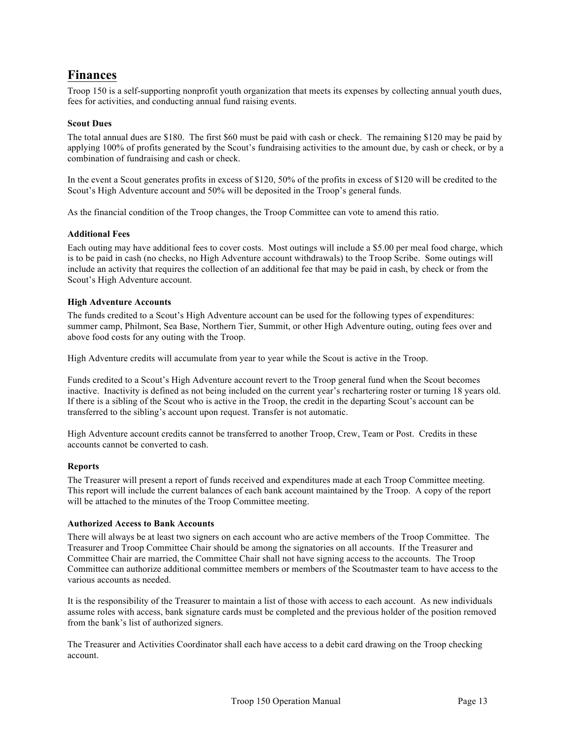## Finances

Troop 150 is a self-supporting nonprofit youth organization that meets its expenses by collecting annual youth dues, fees for activities, and conducting annual fund raising events.

### Scout Dues

The total annual dues are $180. The first $60 must be paid with cash or check. The remaining $120 may be paid by applying 100% of profits generated by the Scout's fundraising activities to the amount due, by cash or check, or by a combination of fundraising and cash or check.

In the event a Scout generates profits in excess of $120, 50% of the profits in excess of $120 will be credited to the Scout's High Adventure account and 50% will be deposited in the Troop's general funds.

As the financial condition of the Troop changes, the Troop Committee can vote to amend this ratio.

### Additional Fees

Each outing may have additional fees to cover costs. Most outings will include a $5.00 per meal food charge, which is to be paid in cash (no checks, no High Adventure account withdrawals) to the Troop Scribe. Some outings will include an activity that requires the collection of an additional fee that may be paid in cash, by check or from the Scout's High Adventure account.

### High Adventure Accounts

The funds credited to a Scout's High Adventure account can be used for the following types of expenditures: summer camp, Philmont, Sea Base, Northern Tier, Summit, or other High Adventure outing, outing fees over and above food costs for any outing with the Troop.

High Adventure credits will accumulate from year to year while the Scout is active in the Troop.

Funds credited to a Scout's High Adventure account revert to the Troop general fund when the Scout becomes inactive. Inactivity is defined as not being included on the current year's rechartering roster or turning 18 years old. If there is a sibling of the Scout who is active in the Troop, the credit in the departing Scout's account can be transferred to the sibling's account upon request. Transfer is not automatic.

High Adventure account credits cannot be transferred to another Troop, Crew, Team or Post. Credits in these accounts cannot be converted to cash.

### Reports

The Treasurer will present a report of funds received and expenditures made at each Troop Committee meeting. This report will include the current balances of each bank account maintained by the Troop. A copy of the report will be attached to the minutes of the Troop Committee meeting.

### Authorized Access to Bank Accounts

There will always be at least two signers on each account who are active members of the Troop Committee. The Treasurer and Troop Committee Chair should be among the signatories on all accounts. If the Treasurer and Committee Chair are married, the Committee Chair shall not have signing access to the accounts. The Troop Committee can authorize additional committee members or members of the Scoutmaster team to have access to the various accounts as needed.

It is the responsibility of the Treasurer to maintain a list of those with access to each account. As new individuals assume roles with access, bank signature cards must be completed and the previous holder of the position removed from the bank's list of authorized signers.

The Treasurer and Activities Coordinator shall each have access to a debit card drawing on the Troop checking account.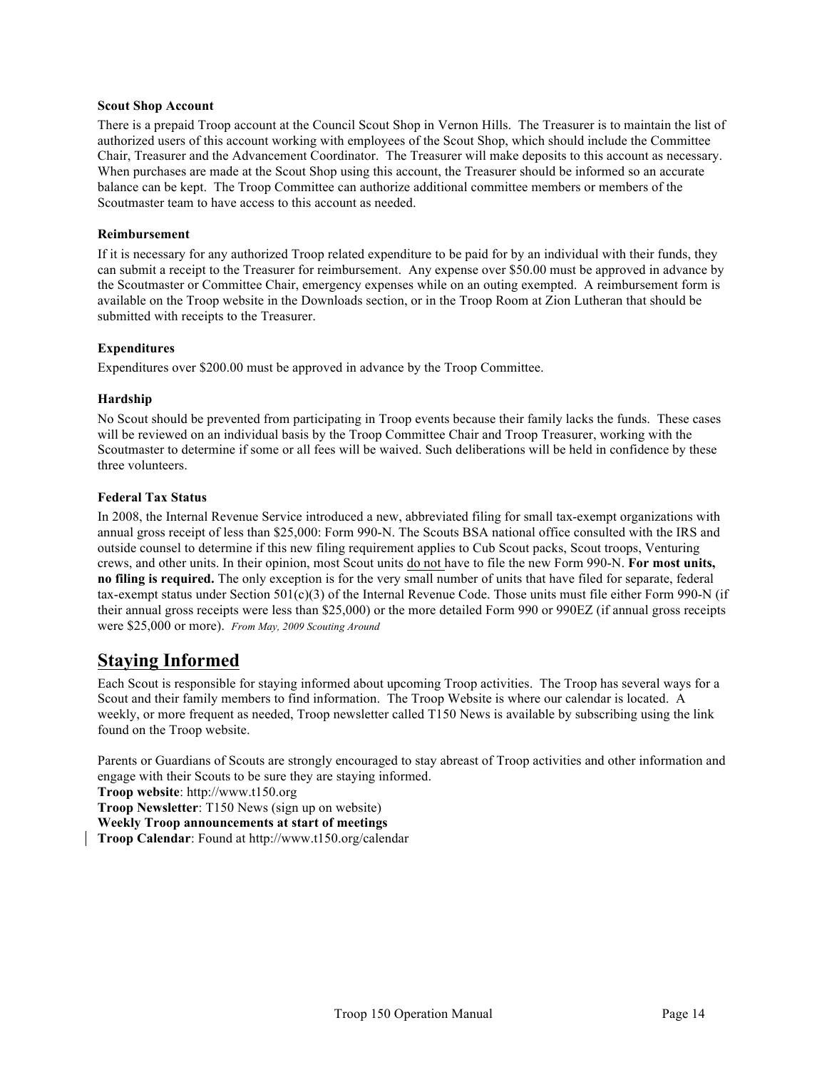**Scout Shop Account**

There is a prepaid Troop account at the Council Scout Shop in Vernon Hills. The Treasurer is to maintain the list of authorized users of this account working with employees of the Scout Shop, which should include the Committee Chair, Treasurer and the Advancement Coordinator. The Treasurer will make deposits to this account as necessary. When purchases are made at the Scout Shop using this account, the Treasurer should be informed so an accurate balance can be kept. The Troop Committee can authorize additional committee members or members of the Scoutmaster team to have access to this account as needed.

**Reimbursement**

If it is necessary for any authorized Troop related expenditure to be paid for by an individual with their funds, they can submit a receipt to the Treasurer for reimbursement. Any expense over $50.00 must be approved in advance by the Scoutmaster or Committee Chair, emergency expenses while on an outing exempted. A reimbursement form is available on the Troop website in the Downloads section, or in the Troop Room at Zion Lutheran that should be submitted with receipts to the Treasurer.

**Expenditures**

Expenditures over $200.00 must be approved in advance by the Troop Committee.

**Hardship**

No Scout should be prevented from participating in Troop events because their family lacks the funds. These cases will be reviewed on an individual basis by the Troop Committee Chair and Troop Treasurer, working with the Scoutmaster to determine if some or all fees will be waived. Such deliberations will be held in confidence by these three volunteers.

**Federal Tax Status**

In 2008, the Internal Revenue Service introduced a new, abbreviated filing for small tax-exempt organizations with annual gross receipt of less than $25,000: Form 990-N. The Scouts BSA national office consulted with the IRS and outside counsel to determine if this new filing requirement applies to Cub Scout packs, Scout troops, Venturing crews, and other units. In their opinion, most Scout units do not have to file the new Form 990-N. **For most units, no filing is required.** The only exception is for the very small number of units that have filed for separate, federal tax-exempt status under Section 501(c)(3) of the Internal Revenue Code. Those units must file either Form 990-N (if their annual gross receipts were less than $25,000) or the more detailed Form 990 or 990EZ (if annual gross receipts were $25,000 or more). *From May, 2009 Scouting Around*

## Staying Informed

Each Scout is responsible for staying informed about upcoming Troop activities. The Troop has several ways for a Scout and their family members to find information. The Troop Website is where our calendar is located. A weekly, or more frequent as needed, Troop newsletter called T150 News is available by subscribing using the link found on the Troop website.

Parents or Guardians of Scouts are strongly encouraged to stay abreast of Troop activities and other information and engage with their Scouts to be sure they are staying informed.

**Troop website**: http://www.t150.org
**Troop Newsletter**: T150 News (sign up on website)
**Weekly Troop announcements at start of meetings**
**Troop Calendar**: Found at http://www.t150.org/calendar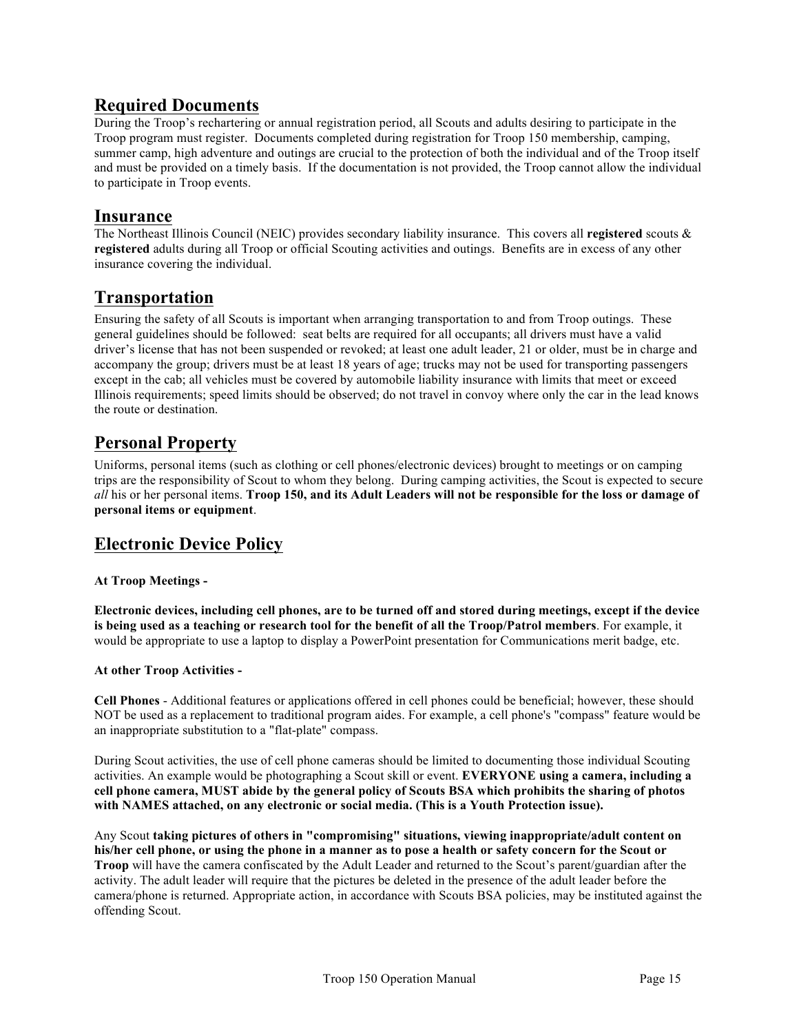## Required Documents

During the Troop's rechartering or annual registration period, all Scouts and adults desiring to participate in the Troop program must register. Documents completed during registration for Troop 150 membership, camping, summer camp, high adventure and outings are crucial to the protection of both the individual and of the Troop itself and must be provided on a timely basis. If the documentation is not provided, the Troop cannot allow the individual to participate in Troop events.

## Insurance

The Northeast Illinois Council (NEIC) provides secondary liability insurance. This covers all **registered** scouts & **registered** adults during all Troop or official Scouting activities and outings. Benefits are in excess of any other insurance covering the individual.

## Transportation

Ensuring the safety of all Scouts is important when arranging transportation to and from Troop outings. These general guidelines should be followed: seat belts are required for all occupants; all drivers must have a valid driver's license that has not been suspended or revoked; at least one adult leader, 21 or older, must be in charge and accompany the group; drivers must be at least 18 years of age; trucks may not be used for transporting passengers except in the cab; all vehicles must be covered by automobile liability insurance with limits that meet or exceed Illinois requirements; speed limits should be observed; do not travel in convoy where only the car in the lead knows the route or destination.

## Personal Property

Uniforms, personal items (such as clothing or cell phones/electronic devices) brought to meetings or on camping trips are the responsibility of Scout to whom they belong. During camping activities, the Scout is expected to secure *all* his or her personal items. **Troop 150, and its Adult Leaders will not be responsible for the loss or damage of personal items or equipment**.

## Electronic Device Policy

**At Troop Meetings -**

**Electronic devices, including cell phones, are to be turned off and stored during meetings, except if the device is being used as a teaching or research tool for the benefit of all the Troop/Patrol members**. For example, it would be appropriate to use a laptop to display a PowerPoint presentation for Communications merit badge, etc.

**At other Troop Activities -**

**Cell Phones** - Additional features or applications offered in cell phones could be beneficial; however, these should NOT be used as a replacement to traditional program aides. For example, a cell phone's "compass" feature would be an inappropriate substitution to a "flat-plate" compass.

During Scout activities, the use of cell phone cameras should be limited to documenting those individual Scouting activities. An example would be photographing a Scout skill or event. **EVERYONE using a camera, including a cell phone camera, MUST abide by the general policy of Scouts BSA which prohibits the sharing of photos with NAMES attached, on any electronic or social media. (This is a Youth Protection issue).**

Any Scout **taking pictures of others in "compromising" situations, viewing inappropriate/adult content on his/her cell phone, or using the phone in a manner as to pose a health or safety concern for the Scout or Troop** will have the camera confiscated by the Adult Leader and returned to the Scout's parent/guardian after the activity. The adult leader will require that the pictures be deleted in the presence of the adult leader before the camera/phone is returned. Appropriate action, in accordance with Scouts BSA policies, may be instituted against the offending Scout.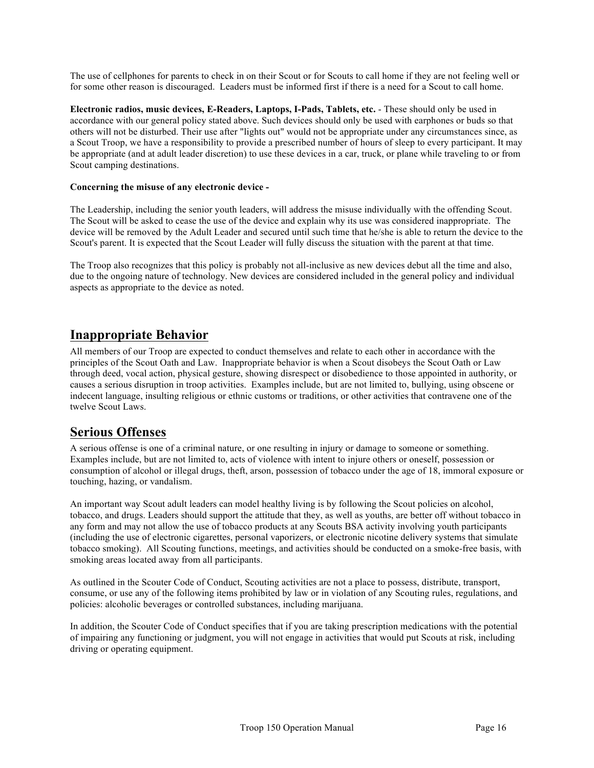The use of cellphones for parents to check in on their Scout or for Scouts to call home if they are not feeling well or for some other reason is discouraged. Leaders must be informed first if there is a need for a Scout to call home.

**Electronic radios, music devices, E-Readers, Laptops, I-Pads, Tablets, etc.** - These should only be used in accordance with our general policy stated above. Such devices should only be used with earphones or buds so that others will not be disturbed. Their use after "lights out" would not be appropriate under any circumstances since, as a Scout Troop, we have a responsibility to provide a prescribed number of hours of sleep to every participant. It may be appropriate (and at adult leader discretion) to use these devices in a car, truck, or plane while traveling to or from Scout camping destinations.

**Concerning the misuse of any electronic device -**

The Leadership, including the senior youth leaders, will address the misuse individually with the offending Scout. The Scout will be asked to cease the use of the device and explain why its use was considered inappropriate. The device will be removed by the Adult Leader and secured until such time that he/she is able to return the device to the Scout's parent. It is expected that the Scout Leader will fully discuss the situation with the parent at that time.

The Troop also recognizes that this policy is probably not all-inclusive as new devices debut all the time and also, due to the ongoing nature of technology. New devices are considered included in the general policy and individual aspects as appropriate to the device as noted.

## Inappropriate Behavior

All members of our Troop are expected to conduct themselves and relate to each other in accordance with the principles of the Scout Oath and Law. Inappropriate behavior is when a Scout disobeys the Scout Oath or Law through deed, vocal action, physical gesture, showing disrespect or disobedience to those appointed in authority, or causes a serious disruption in troop activities. Examples include, but are not limited to, bullying, using obscene or indecent language, insulting religious or ethnic customs or traditions, or other activities that contravene one of the twelve Scout Laws.

## Serious Offenses

A serious offense is one of a criminal nature, or one resulting in injury or damage to someone or something. Examples include, but are not limited to, acts of violence with intent to injure others or oneself, possession or consumption of alcohol or illegal drugs, theft, arson, possession of tobacco under the age of 18, immoral exposure or touching, hazing, or vandalism.

An important way Scout adult leaders can model healthy living is by following the Scout policies on alcohol, tobacco, and drugs. Leaders should support the attitude that they, as well as youths, are better off without tobacco in any form and may not allow the use of tobacco products at any Scouts BSA activity involving youth participants (including the use of electronic cigarettes, personal vaporizers, or electronic nicotine delivery systems that simulate tobacco smoking). All Scouting functions, meetings, and activities should be conducted on a smoke-free basis, with smoking areas located away from all participants.

As outlined in the Scouter Code of Conduct, Scouting activities are not a place to possess, distribute, transport, consume, or use any of the following items prohibited by law or in violation of any Scouting rules, regulations, and policies: alcoholic beverages or controlled substances, including marijuana.

In addition, the Scouter Code of Conduct specifies that if you are taking prescription medications with the potential of impairing any functioning or judgment, you will not engage in activities that would put Scouts at risk, including driving or operating equipment.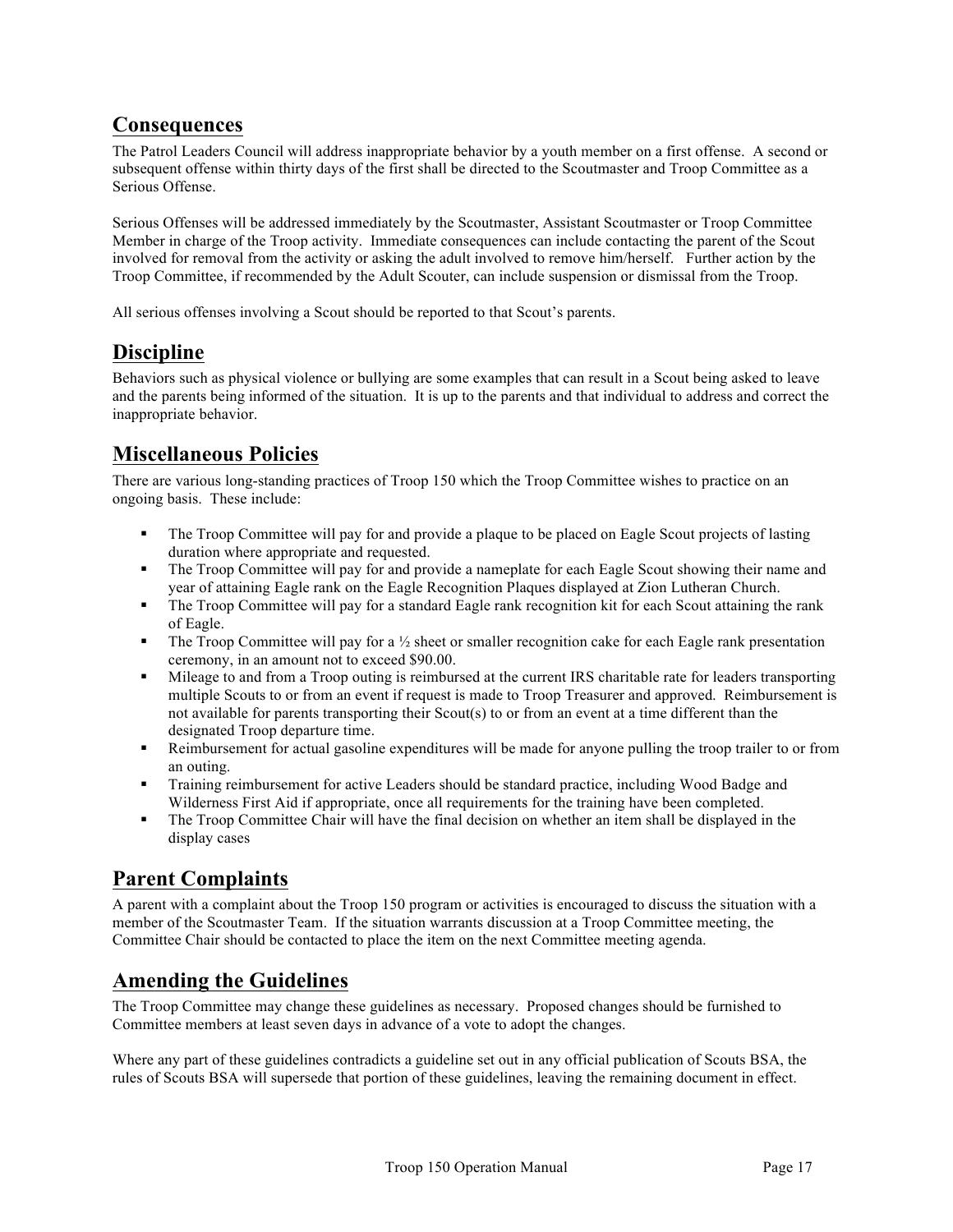## Consequences

The Patrol Leaders Council will address inappropriate behavior by a youth member on a first offense. A second or subsequent offense within thirty days of the first shall be directed to the Scoutmaster and Troop Committee as a Serious Offense.

Serious Offenses will be addressed immediately by the Scoutmaster, Assistant Scoutmaster or Troop Committee Member in charge of the Troop activity. Immediate consequences can include contacting the parent of the Scout involved for removal from the activity or asking the adult involved to remove him/herself. Further action by the Troop Committee, if recommended by the Adult Scouter, can include suspension or dismissal from the Troop.

All serious offenses involving a Scout should be reported to that Scout's parents.

## Discipline

Behaviors such as physical violence or bullying are some examples that can result in a Scout being asked to leave and the parents being informed of the situation. It is up to the parents and that individual to address and correct the inappropriate behavior.

## Miscellaneous Policies

There are various long-standing practices of Troop 150 which the Troop Committee wishes to practice on an ongoing basis. These include:

- The Troop Committee will pay for and provide a plaque to be placed on Eagle Scout projects of lasting duration where appropriate and requested.
- The Troop Committee will pay for and provide a nameplate for each Eagle Scout showing their name and year of attaining Eagle rank on the Eagle Recognition Plaques displayed at Zion Lutheran Church.
- The Troop Committee will pay for a standard Eagle rank recognition kit for each Scout attaining the rank of Eagle.
- The Troop Committee will pay for a ½ sheet or smaller recognition cake for each Eagle rank presentation ceremony, in an amount not to exceed $90.00.
- Mileage to and from a Troop outing is reimbursed at the current IRS charitable rate for leaders transporting multiple Scouts to or from an event if request is made to Troop Treasurer and approved. Reimbursement is not available for parents transporting their Scout(s) to or from an event at a time different than the designated Troop departure time.
- Reimbursement for actual gasoline expenditures will be made for anyone pulling the troop trailer to or from an outing.
- Training reimbursement for active Leaders should be standard practice, including Wood Badge and Wilderness First Aid if appropriate, once all requirements for the training have been completed.
- The Troop Committee Chair will have the final decision on whether an item shall be displayed in the display cases

## Parent Complaints

A parent with a complaint about the Troop 150 program or activities is encouraged to discuss the situation with a member of the Scoutmaster Team. If the situation warrants discussion at a Troop Committee meeting, the Committee Chair should be contacted to place the item on the next Committee meeting agenda.

## Amending the Guidelines

The Troop Committee may change these guidelines as necessary. Proposed changes should be furnished to Committee members at least seven days in advance of a vote to adopt the changes.

Where any part of these guidelines contradicts a guideline set out in any official publication of Scouts BSA, the rules of Scouts BSA will supersede that portion of these guidelines, leaving the remaining document in effect.